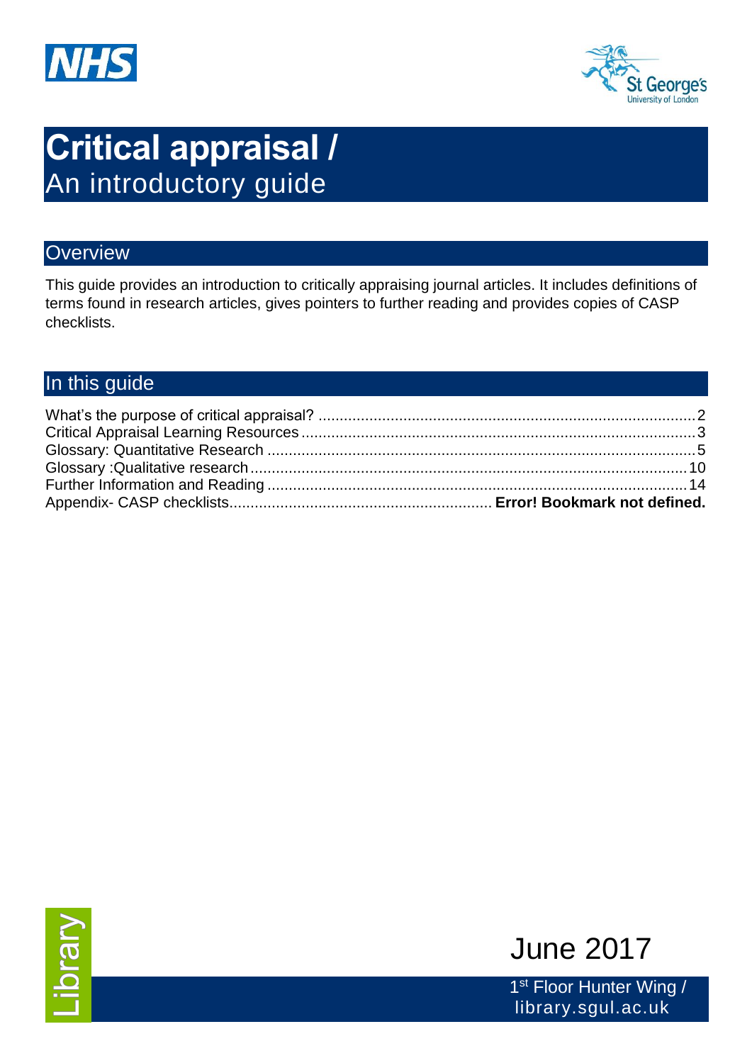# Critical appraisal / An introductory guide

## Overview

This guide provides an introduction to critically appraising journal articles. It includes definitions of terms found in research articles, gives pointers to further reading and provides copies of CASP checklists.

## In this guide

What's the purpose of critical appraisal? ........................................................................................ 2
Critical Appraisal Learning Resources ............................................................................................ 3
Glossary: Quantitative Research ................................................................................................... 5
Glossary :Qualitative research ..................................................................................................... 10
Further Information and Reading ................................................................................................. 14
Appendix- CASP checklists............................................................. **Error! Bookmark not defined.**

Library

June 2017

1st Floor Hunter Wing / library.sgul.ac.uk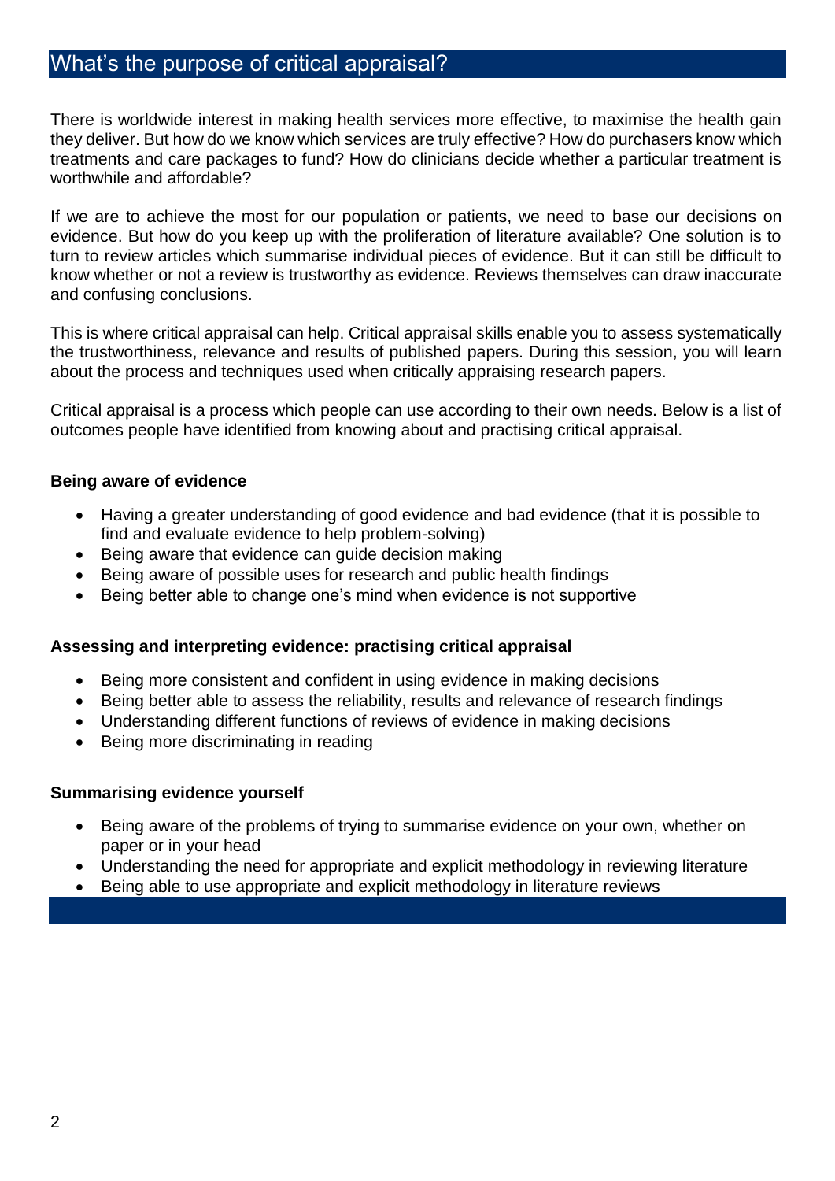## What's the purpose of critical appraisal?

There is worldwide interest in making health services more effective, to maximise the health gain they deliver. But how do we know which services are truly effective? How do purchasers know which treatments and care packages to fund? How do clinicians decide whether a particular treatment is worthwhile and affordable?

If we are to achieve the most for our population or patients, we need to base our decisions on evidence. But how do you keep up with the proliferation of literature available? One solution is to turn to review articles which summarise individual pieces of evidence. But it can still be difficult to know whether or not a review is trustworthy as evidence. Reviews themselves can draw inaccurate and confusing conclusions.

This is where critical appraisal can help. Critical appraisal skills enable you to assess systematically the trustworthiness, relevance and results of published papers. During this session, you will learn about the process and techniques used when critically appraising research papers.

Critical appraisal is a process which people can use according to their own needs. Below is a list of outcomes people have identified from knowing about and practising critical appraisal.

**Being aware of evidence**

- Having a greater understanding of good evidence and bad evidence (that it is possible to find and evaluate evidence to help problem-solving)
- Being aware that evidence can guide decision making
- Being aware of possible uses for research and public health findings
- Being better able to change one's mind when evidence is not supportive

**Assessing and interpreting evidence: practising critical appraisal**

- Being more consistent and confident in using evidence in making decisions
- Being better able to assess the reliability, results and relevance of research findings
- Understanding different functions of reviews of evidence in making decisions
- Being more discriminating in reading

**Summarising evidence yourself**

- Being aware of the problems of trying to summarise evidence on your own, whether on paper or in your head
- Understanding the need for appropriate and explicit methodology in reviewing literature
- Being able to use appropriate and explicit methodology in literature reviews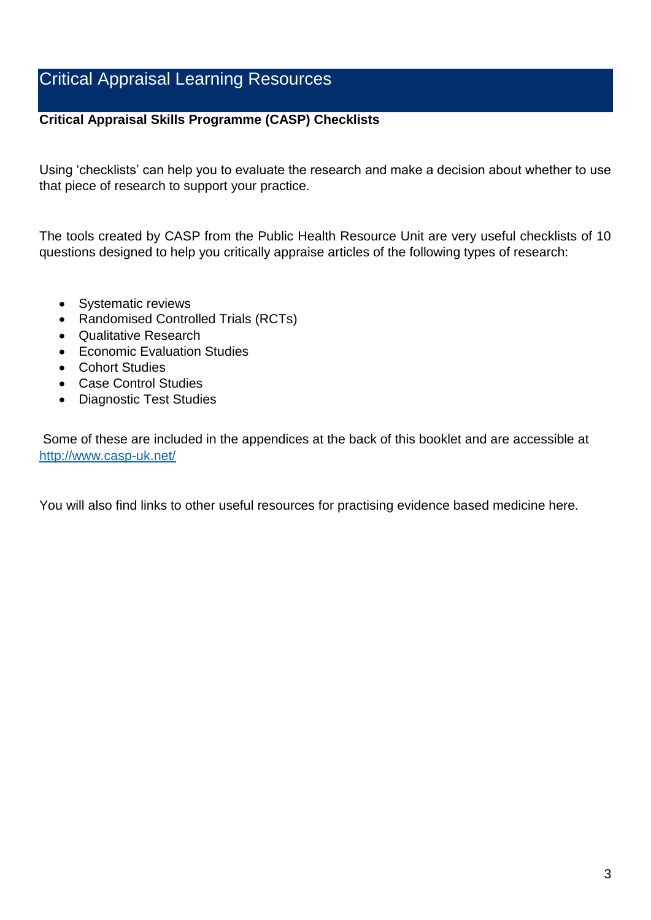# Critical Appraisal Learning Resources

**Critical Appraisal Skills Programme (CASP) Checklists**

Using 'checklists' can help you to evaluate the research and make a decision about whether to use that piece of research to support your practice.

The tools created by CASP from the Public Health Resource Unit are very useful checklists of 10 questions designed to help you critically appraise articles of the following types of research:

- Systematic reviews
- Randomised Controlled Trials (RCTs)
- Qualitative Research
- Economic Evaluation Studies
- Cohort Studies
- Case Control Studies
- Diagnostic Test Studies

Some of these are included in the appendices at the back of this booklet and are accessible at [http://www.casp-uk.net/](http://www.casp-uk.net/)

You will also find links to other useful resources for practising evidence based medicine here.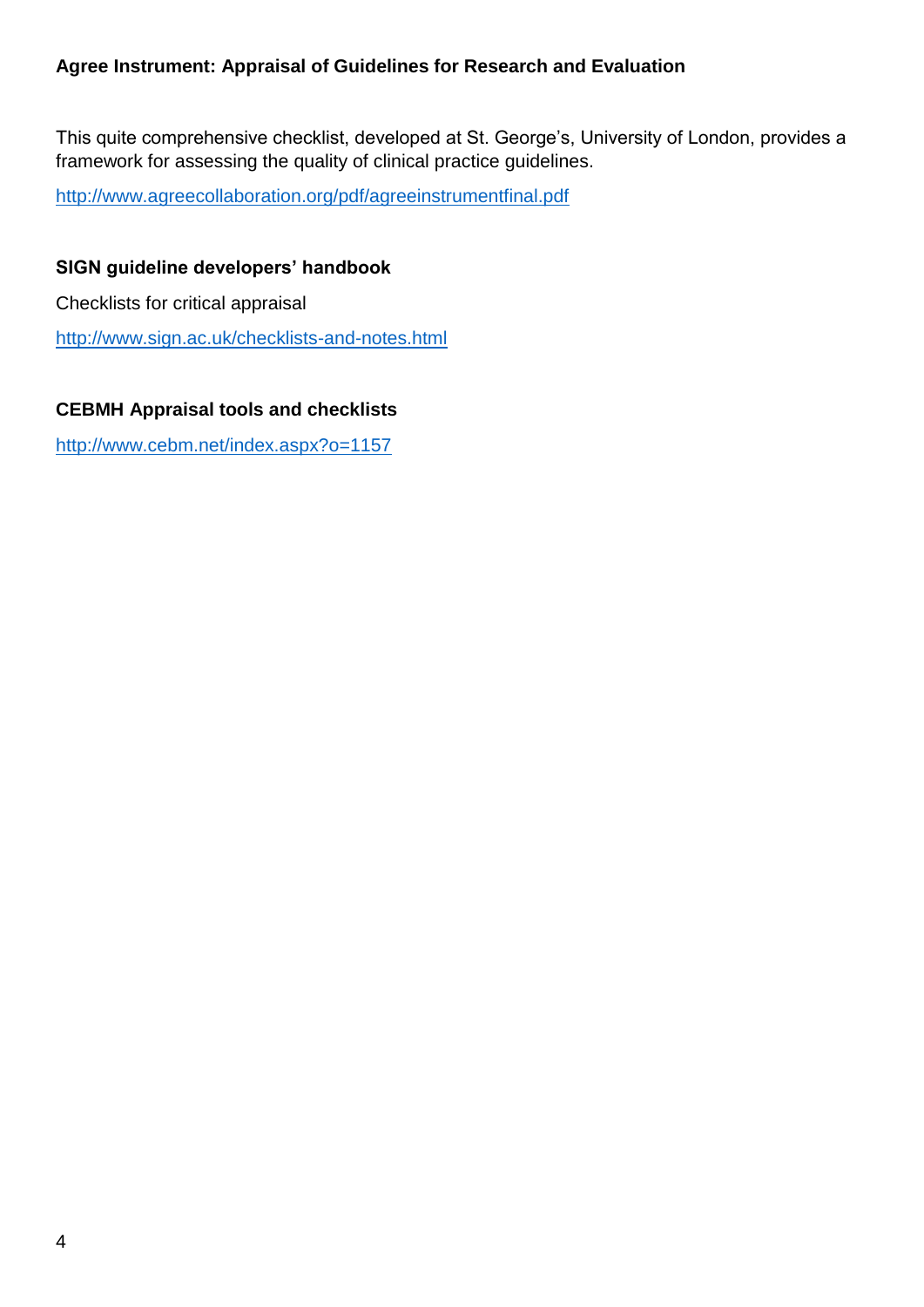### Agree Instrument: Appraisal of Guidelines for Research and Evaluation

This quite comprehensive checklist, developed at St. George's, University of London, provides a framework for assessing the quality of clinical practice guidelines.

http://www.agreecollaboration.org/pdf/agreeinstrumentfinal.pdf

### SIGN guideline developers' handbook

Checklists for critical appraisal

http://www.sign.ac.uk/checklists-and-notes.html

### CEBMH Appraisal tools and checklists

http://www.cebm.net/index.aspx?o=1157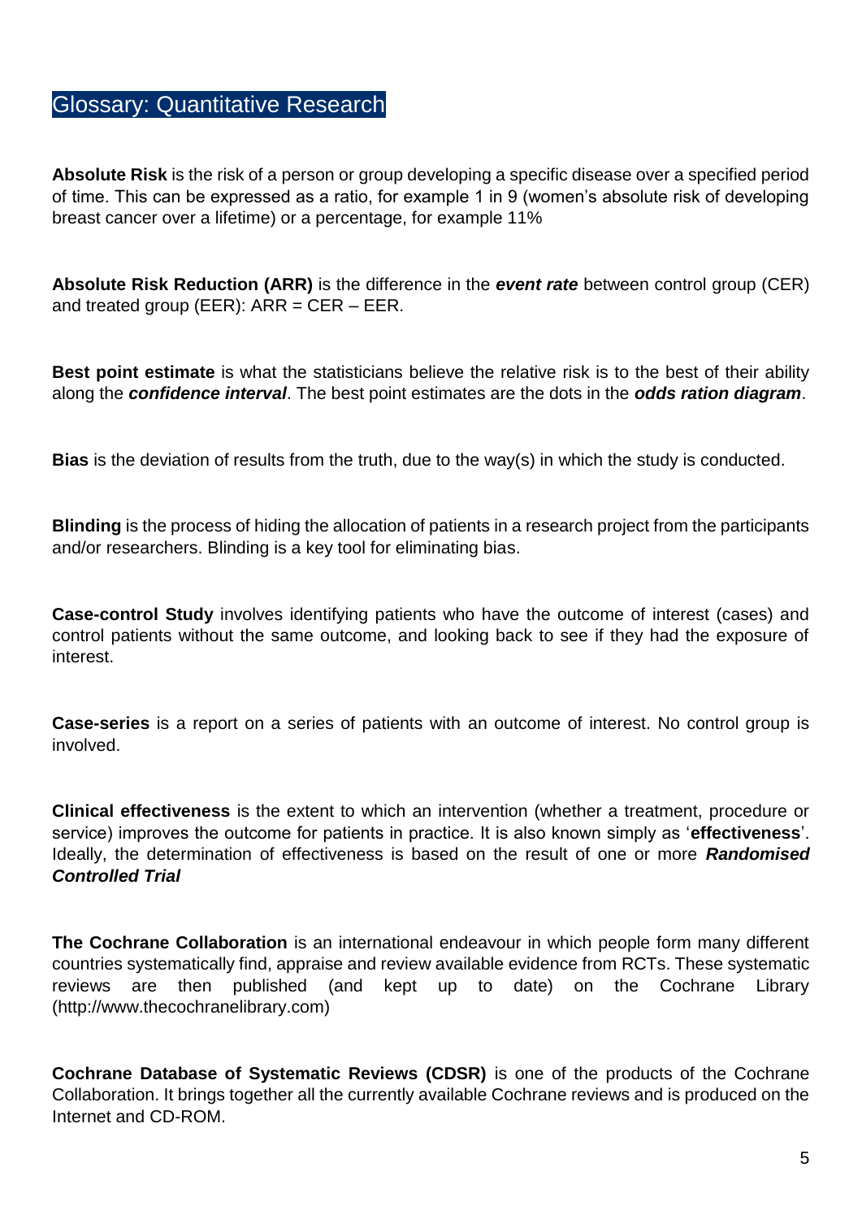# Glossary: Quantitative Research

**Absolute Risk** is the risk of a person or group developing a specific disease over a specified period of time. This can be expressed as a ratio, for example 1 in 9 (women's absolute risk of developing breast cancer over a lifetime) or a percentage, for example 11%

**Absolute Risk Reduction (ARR)** is the difference in the ***event rate*** between control group (CER) and treated group (EER): ARR = CER – EER.

**Best point estimate** is what the statisticians believe the relative risk is to the best of their ability along the ***confidence interval***. The best point estimates are the dots in the ***odds ration diagram***.

**Bias** is the deviation of results from the truth, due to the way(s) in which the study is conducted.

**Blinding** is the process of hiding the allocation of patients in a research project from the participants and/or researchers. Blinding is a key tool for eliminating bias.

**Case-control Study** involves identifying patients who have the outcome of interest (cases) and control patients without the same outcome, and looking back to see if they had the exposure of interest.

**Case-series** is a report on a series of patients with an outcome of interest. No control group is involved.

**Clinical effectiveness** is the extent to which an intervention (whether a treatment, procedure or service) improves the outcome for patients in practice. It is also known simply as '**effectiveness**'. Ideally, the determination of effectiveness is based on the result of one or more ***Randomised Controlled Trial***

**The Cochrane Collaboration** is an international endeavour in which people form many different countries systematically find, appraise and review available evidence from RCTs. These systematic reviews are then published (and kept up to date) on the Cochrane Library (http://www.thecochranelibrary.com)

**Cochrane Database of Systematic Reviews (CDSR)** is one of the products of the Cochrane Collaboration. It brings together all the currently available Cochrane reviews and is produced on the Internet and CD-ROM.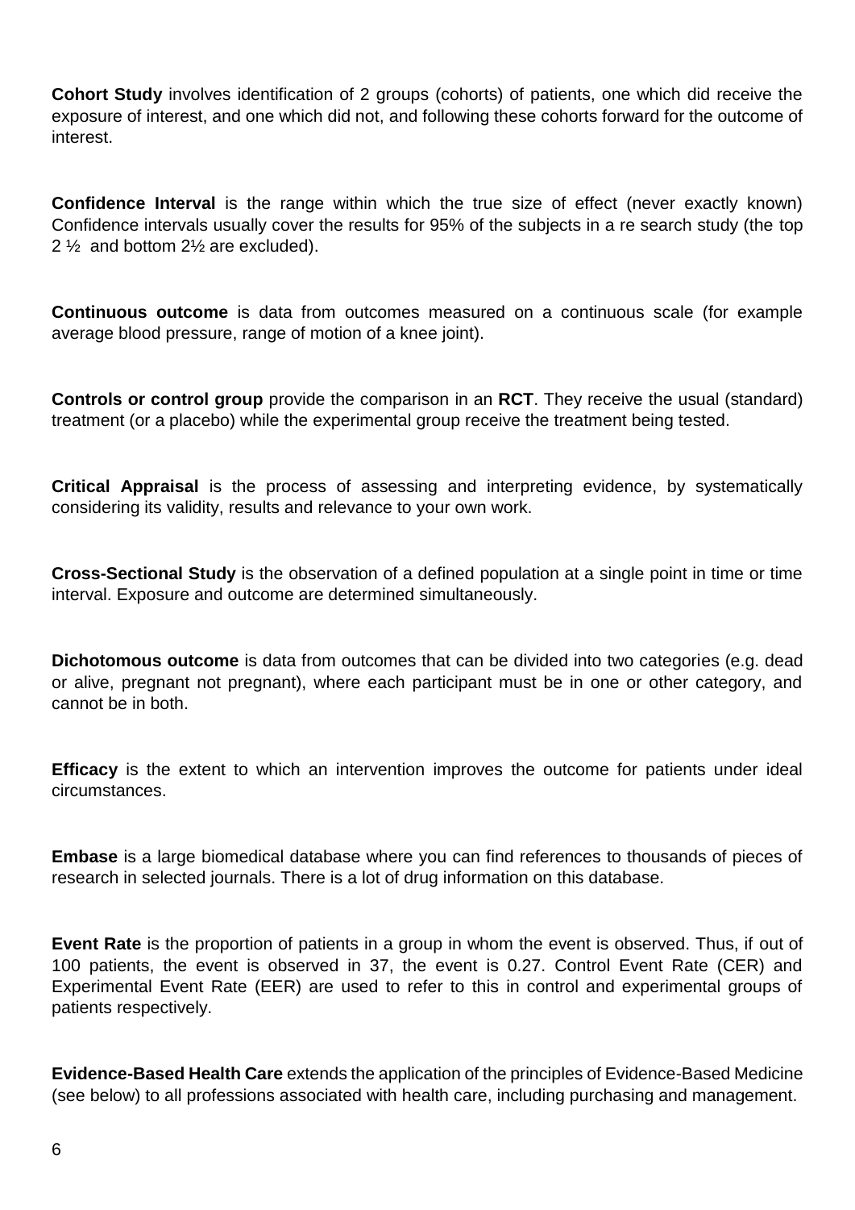**Cohort Study** involves identification of 2 groups (cohorts) of patients, one which did receive the exposure of interest, and one which did not, and following these cohorts forward for the outcome of interest.

**Confidence Interval** is the range within which the true size of effect (never exactly known) Confidence intervals usually cover the results for 95% of the subjects in a re search study (the top 2 ½ and bottom 2½ are excluded).

**Continuous outcome** is data from outcomes measured on a continuous scale (for example average blood pressure, range of motion of a knee joint).

**Controls or control group** provide the comparison in an **RCT**. They receive the usual (standard) treatment (or a placebo) while the experimental group receive the treatment being tested.

**Critical Appraisal** is the process of assessing and interpreting evidence, by systematically considering its validity, results and relevance to your own work.

**Cross-Sectional Study** is the observation of a defined population at a single point in time or time interval. Exposure and outcome are determined simultaneously.

**Dichotomous outcome** is data from outcomes that can be divided into two categories (e.g. dead or alive, pregnant not pregnant), where each participant must be in one or other category, and cannot be in both.

**Efficacy** is the extent to which an intervention improves the outcome for patients under ideal circumstances.

**Embase** is a large biomedical database where you can find references to thousands of pieces of research in selected journals. There is a lot of drug information on this database.

**Event Rate** is the proportion of patients in a group in whom the event is observed. Thus, if out of 100 patients, the event is observed in 37, the event is 0.27. Control Event Rate (CER) and Experimental Event Rate (EER) are used to refer to this in control and experimental groups of patients respectively.

**Evidence-Based Health Care** extends the application of the principles of Evidence-Based Medicine (see below) to all professions associated with health care, including purchasing and management.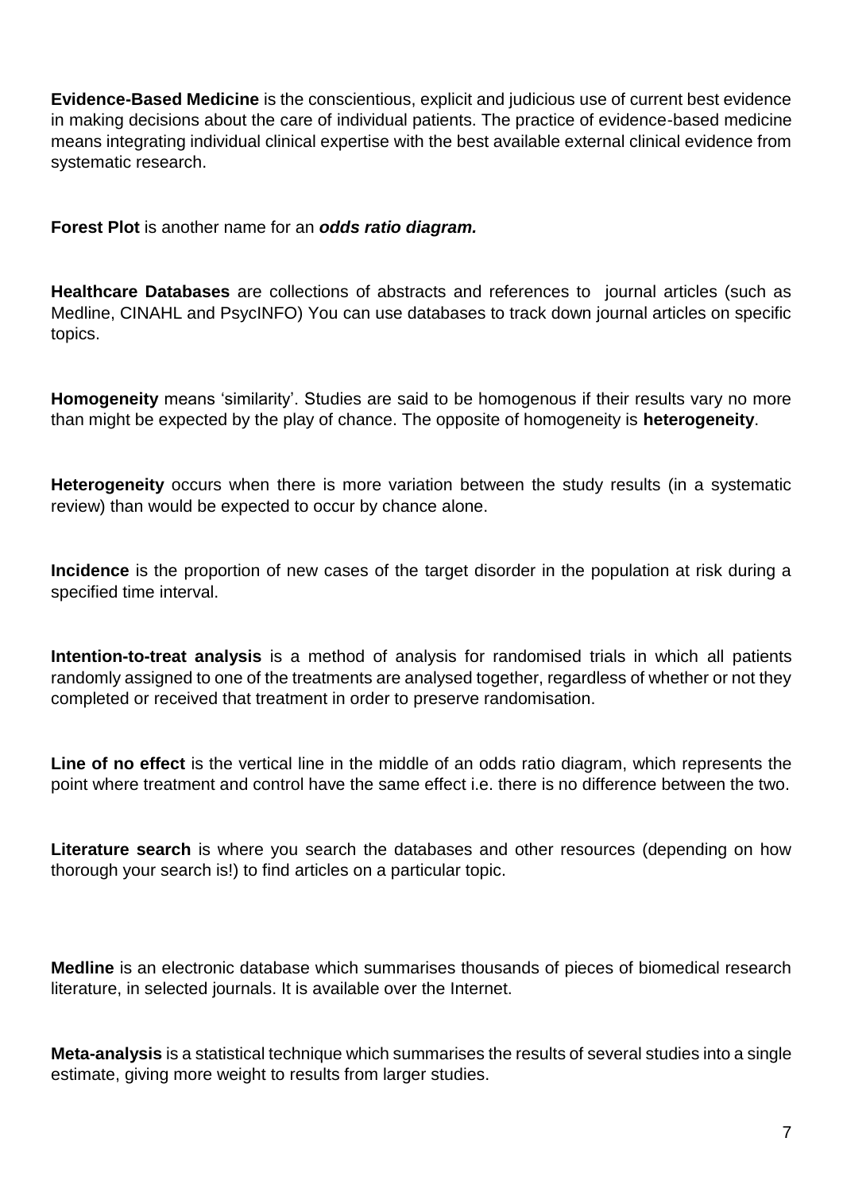**Evidence-Based Medicine** is the conscientious, explicit and judicious use of current best evidence in making decisions about the care of individual patients. The practice of evidence-based medicine means integrating individual clinical expertise with the best available external clinical evidence from systematic research.

**Forest Plot** is another name for an ***odds ratio diagram.***

**Healthcare Databases** are collections of abstracts and references to journal articles (such as Medline, CINAHL and PsycINFO) You can use databases to track down journal articles on specific topics.

**Homogeneity** means 'similarity'. Studies are said to be homogenous if their results vary no more than might be expected by the play of chance. The opposite of homogeneity is **heterogeneity**.

**Heterogeneity** occurs when there is more variation between the study results (in a systematic review) than would be expected to occur by chance alone.

**Incidence** is the proportion of new cases of the target disorder in the population at risk during a specified time interval.

**Intention-to-treat analysis** is a method of analysis for randomised trials in which all patients randomly assigned to one of the treatments are analysed together, regardless of whether or not they completed or received that treatment in order to preserve randomisation.

**Line of no effect** is the vertical line in the middle of an odds ratio diagram, which represents the point where treatment and control have the same effect i.e. there is no difference between the two.

**Literature search** is where you search the databases and other resources (depending on how thorough your search is!) to find articles on a particular topic.

**Medline** is an electronic database which summarises thousands of pieces of biomedical research literature, in selected journals. It is available over the Internet.

**Meta-analysis** is a statistical technique which summarises the results of several studies into a single estimate, giving more weight to results from larger studies.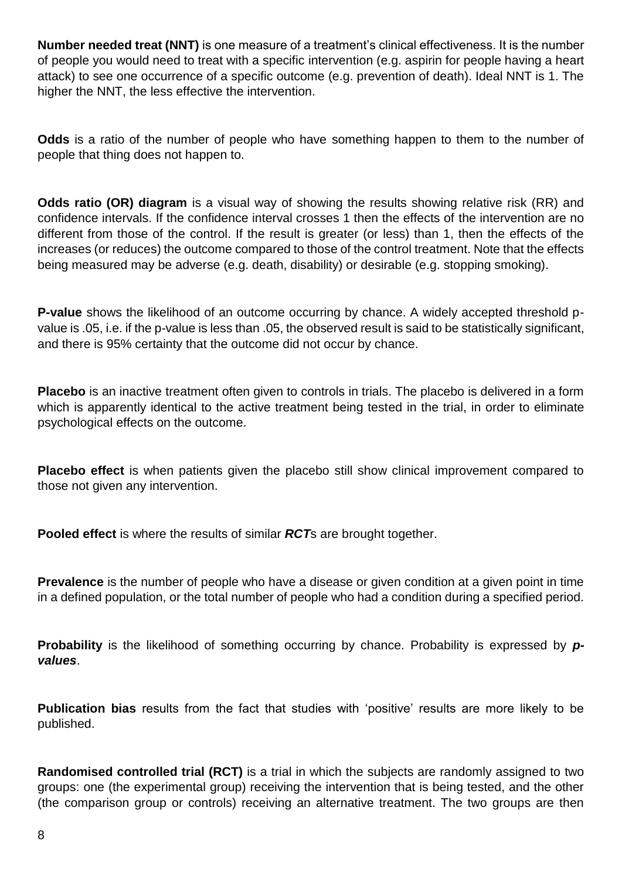**Number needed treat (NNT)** is one measure of a treatment's clinical effectiveness. It is the number of people you would need to treat with a specific intervention (e.g. aspirin for people having a heart attack) to see one occurrence of a specific outcome (e.g. prevention of death). Ideal NNT is 1. The higher the NNT, the less effective the intervention.

**Odds** is a ratio of the number of people who have something happen to them to the number of people that thing does not happen to.

**Odds ratio (OR) diagram** is a visual way of showing the results showing relative risk (RR) and confidence intervals. If the confidence interval crosses 1 then the effects of the intervention are no different from those of the control. If the result is greater (or less) than 1, then the effects of the increases (or reduces) the outcome compared to those of the control treatment. Note that the effects being measured may be adverse (e.g. death, disability) or desirable (e.g. stopping smoking).

**P-value** shows the likelihood of an outcome occurring by chance. A widely accepted threshold p-value is .05, i.e. if the p-value is less than .05, the observed result is said to be statistically significant, and there is 95% certainty that the outcome did not occur by chance.

**Placebo** is an inactive treatment often given to controls in trials. The placebo is delivered in a form which is apparently identical to the active treatment being tested in the trial, in order to eliminate psychological effects on the outcome.

**Placebo effect** is when patients given the placebo still show clinical improvement compared to those not given any intervention.

**Pooled effect** is where the results of similar ***RCT***s are brought together.

**Prevalence** is the number of people who have a disease or given condition at a given point in time in a defined population, or the total number of people who had a condition during a specified period.

**Probability** is the likelihood of something occurring by chance. Probability is expressed by ***p-values***.

**Publication bias** results from the fact that studies with 'positive' results are more likely to be published.

**Randomised controlled trial (RCT)** is a trial in which the subjects are randomly assigned to two groups: one (the experimental group) receiving the intervention that is being tested, and the other (the comparison group or controls) receiving an alternative treatment. The two groups are then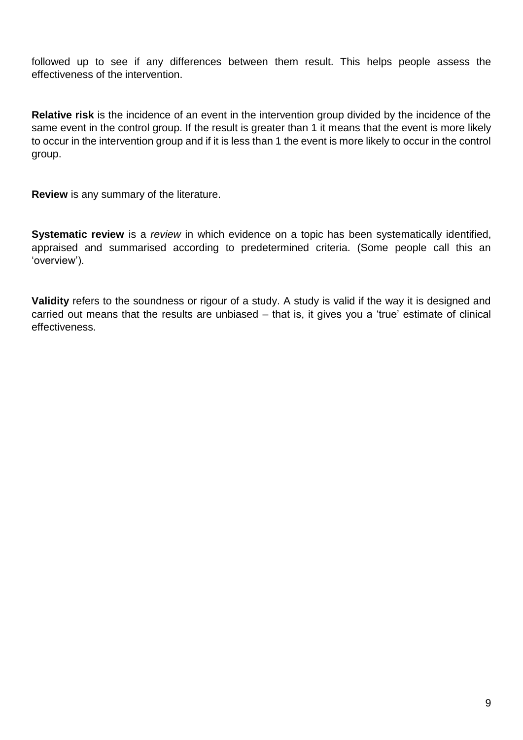followed up to see if any differences between them result. This helps people assess the effectiveness of the intervention.

**Relative risk** is the incidence of an event in the intervention group divided by the incidence of the same event in the control group. If the result is greater than 1 it means that the event is more likely to occur in the intervention group and if it is less than 1 the event is more likely to occur in the control group.

**Review** is any summary of the literature.

**Systematic review** is a *review* in which evidence on a topic has been systematically identified, appraised and summarised according to predetermined criteria. (Some people call this an 'overview').

**Validity** refers to the soundness or rigour of a study. A study is valid if the way it is designed and carried out means that the results are unbiased – that is, it gives you a 'true' estimate of clinical effectiveness.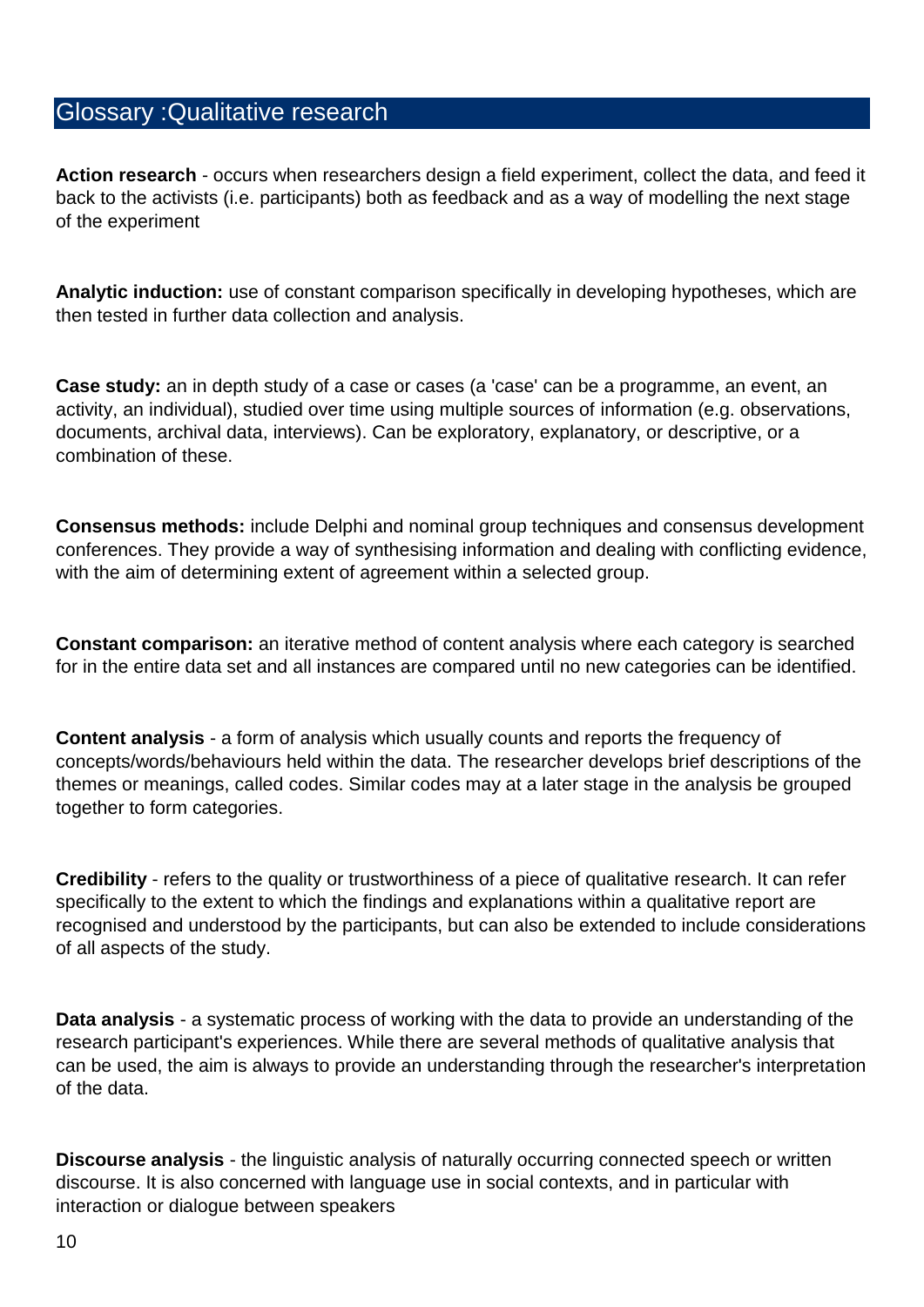## Glossary :Qualitative research

**Action research** - occurs when researchers design a field experiment, collect the data, and feed it back to the activists (i.e. participants) both as feedback and as a way of modelling the next stage of the experiment

**Analytic induction:** use of constant comparison specifically in developing hypotheses, which are then tested in further data collection and analysis.

**Case study:** an in depth study of a case or cases (a 'case' can be a programme, an event, an activity, an individual), studied over time using multiple sources of information (e.g. observations, documents, archival data, interviews). Can be exploratory, explanatory, or descriptive, or a combination of these.

**Consensus methods:** include Delphi and nominal group techniques and consensus development conferences. They provide a way of synthesising information and dealing with conflicting evidence, with the aim of determining extent of agreement within a selected group.

**Constant comparison:** an iterative method of content analysis where each category is searched for in the entire data set and all instances are compared until no new categories can be identified.

**Content analysis** - a form of analysis which usually counts and reports the frequency of concepts/words/behaviours held within the data. The researcher develops brief descriptions of the themes or meanings, called codes. Similar codes may at a later stage in the analysis be grouped together to form categories.

**Credibility** - refers to the quality or trustworthiness of a piece of qualitative research. It can refer specifically to the extent to which the findings and explanations within a qualitative report are recognised and understood by the participants, but can also be extended to include considerations of all aspects of the study.

**Data analysis** - a systematic process of working with the data to provide an understanding of the research participant's experiences. While there are several methods of qualitative analysis that can be used, the aim is always to provide an understanding through the researcher's interpretation of the data.

**Discourse analysis** - the linguistic analysis of naturally occurring connected speech or written discourse. It is also concerned with language use in social contexts, and in particular with interaction or dialogue between speakers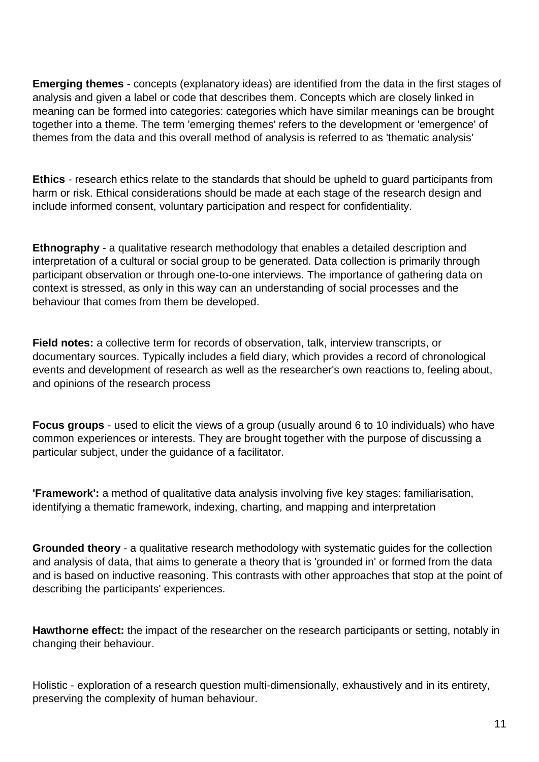**Emerging themes** - concepts (explanatory ideas) are identified from the data in the first stages of analysis and given a label or code that describes them. Concepts which are closely linked in meaning can be formed into categories: categories which have similar meanings can be brought together into a theme. The term 'emerging themes' refers to the development or 'emergence' of themes from the data and this overall method of analysis is referred to as 'thematic analysis'

**Ethics** - research ethics relate to the standards that should be upheld to guard participants from harm or risk. Ethical considerations should be made at each stage of the research design and include informed consent, voluntary participation and respect for confidentiality.

**Ethnography** - a qualitative research methodology that enables a detailed description and interpretation of a cultural or social group to be generated. Data collection is primarily through participant observation or through one-to-one interviews. The importance of gathering data on context is stressed, as only in this way can an understanding of social processes and the behaviour that comes from them be developed.

**Field notes:** a collective term for records of observation, talk, interview transcripts, or documentary sources. Typically includes a field diary, which provides a record of chronological events and development of research as well as the researcher's own reactions to, feeling about, and opinions of the research process

**Focus groups** - used to elicit the views of a group (usually around 6 to 10 individuals) who have common experiences or interests. They are brought together with the purpose of discussing a particular subject, under the guidance of a facilitator.

**'Framework':** a method of qualitative data analysis involving five key stages: familiarisation, identifying a thematic framework, indexing, charting, and mapping and interpretation

**Grounded theory** - a qualitative research methodology with systematic guides for the collection and analysis of data, that aims to generate a theory that is 'grounded in' or formed from the data and is based on inductive reasoning. This contrasts with other approaches that stop at the point of describing the participants' experiences.

**Hawthorne effect:** the impact of the researcher on the research participants or setting, notably in changing their behaviour.

Holistic - exploration of a research question multi-dimensionally, exhaustively and in its entirety, preserving the complexity of human behaviour.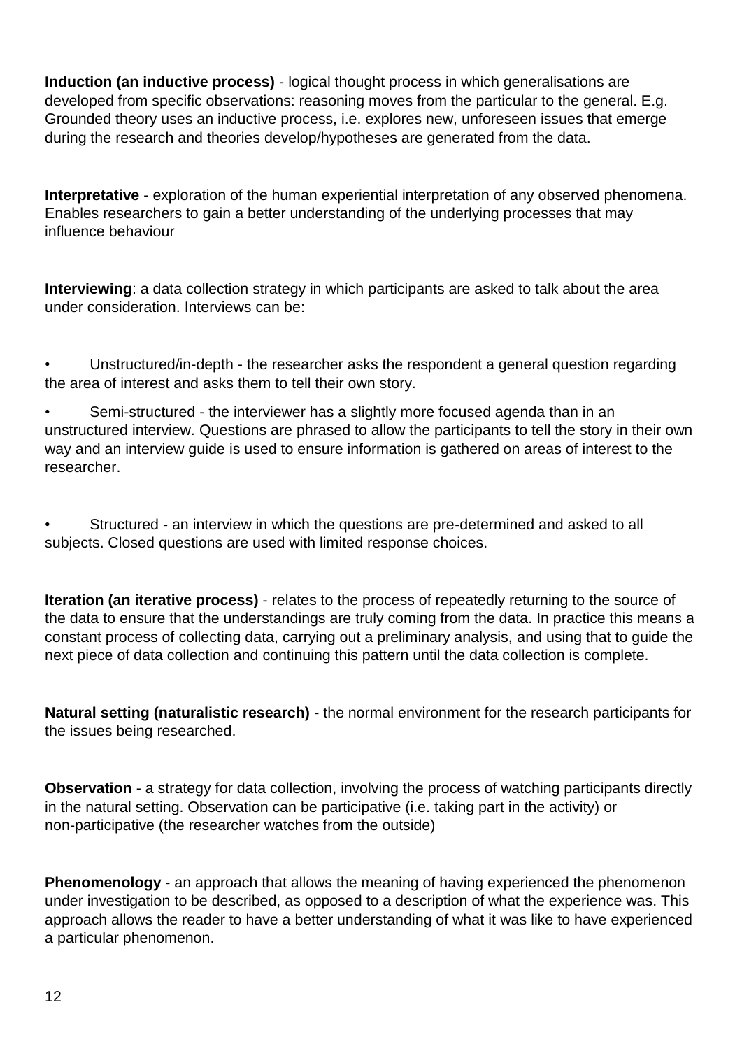**Induction (an inductive process)** - logical thought process in which generalisations are developed from specific observations: reasoning moves from the particular to the general. E.g. Grounded theory uses an inductive process, i.e. explores new, unforeseen issues that emerge during the research and theories develop/hypotheses are generated from the data.

**Interpretative** - exploration of the human experiential interpretation of any observed phenomena. Enables researchers to gain a better understanding of the underlying processes that may influence behaviour

**Interviewing**: a data collection strategy in which participants are asked to talk about the area under consideration. Interviews can be:

- Unstructured/in-depth - the researcher asks the respondent a general question regarding the area of interest and asks them to tell their own story.
- Semi-structured - the interviewer has a slightly more focused agenda than in an unstructured interview. Questions are phrased to allow the participants to tell the story in their own way and an interview guide is used to ensure information is gathered on areas of interest to the researcher.
- Structured - an interview in which the questions are pre-determined and asked to all subjects. Closed questions are used with limited response choices.

**Iteration (an iterative process)** - relates to the process of repeatedly returning to the source of the data to ensure that the understandings are truly coming from the data. In practice this means a constant process of collecting data, carrying out a preliminary analysis, and using that to guide the next piece of data collection and continuing this pattern until the data collection is complete.

**Natural setting (naturalistic research)** - the normal environment for the research participants for the issues being researched.

**Observation** - a strategy for data collection, involving the process of watching participants directly in the natural setting. Observation can be participative (i.e. taking part in the activity) or non-participative (the researcher watches from the outside)

**Phenomenology** - an approach that allows the meaning of having experienced the phenomenon under investigation to be described, as opposed to a description of what the experience was. This approach allows the reader to have a better understanding of what it was like to have experienced a particular phenomenon.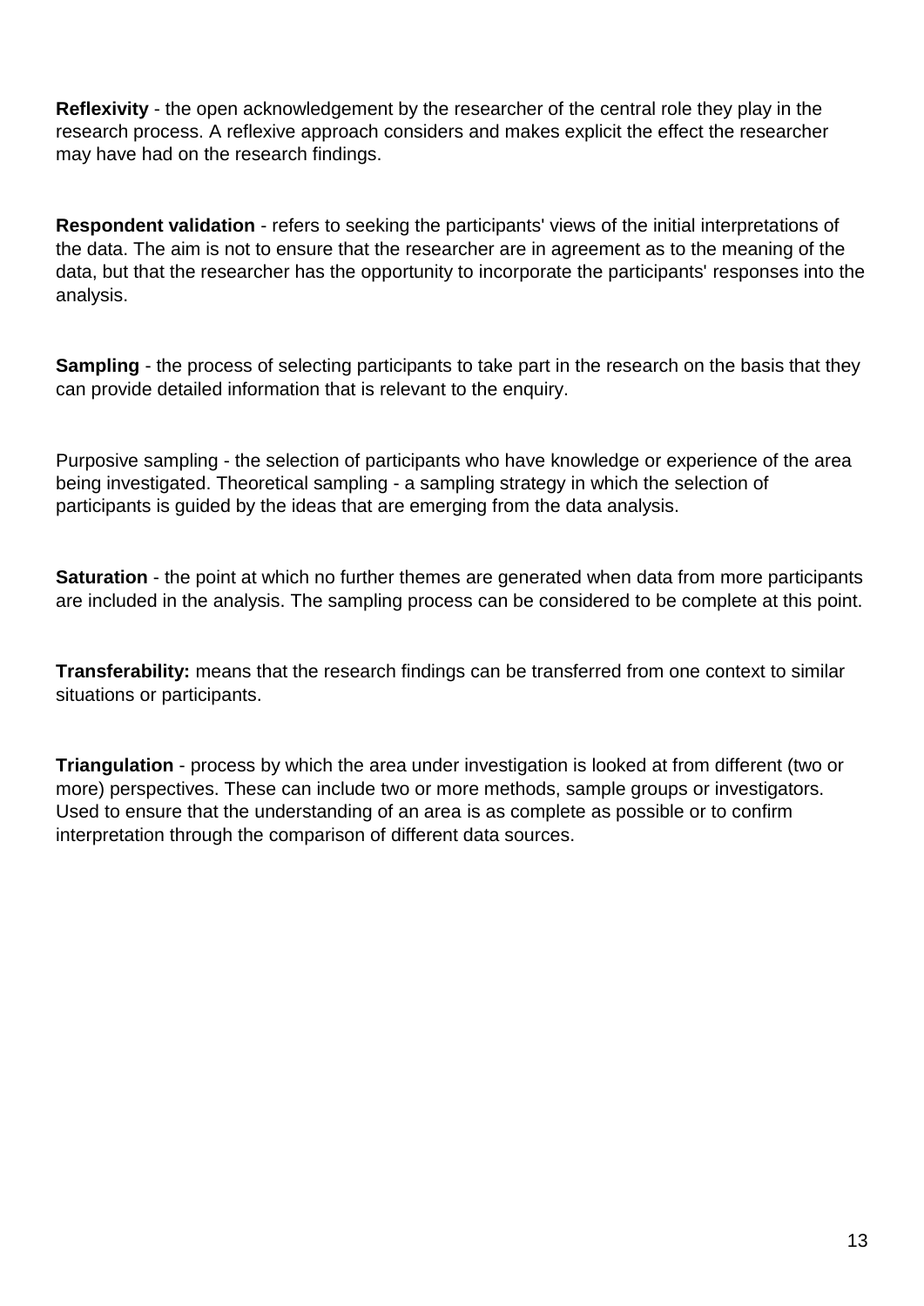**Reflexivity** - the open acknowledgement by the researcher of the central role they play in the research process. A reflexive approach considers and makes explicit the effect the researcher may have had on the research findings.

**Respondent validation** - refers to seeking the participants' views of the initial interpretations of the data. The aim is not to ensure that the researcher are in agreement as to the meaning of the data, but that the researcher has the opportunity to incorporate the participants' responses into the analysis.

**Sampling** - the process of selecting participants to take part in the research on the basis that they can provide detailed information that is relevant to the enquiry.

Purposive sampling - the selection of participants who have knowledge or experience of the area being investigated. Theoretical sampling - a sampling strategy in which the selection of participants is guided by the ideas that are emerging from the data analysis.

**Saturation** - the point at which no further themes are generated when data from more participants are included in the analysis. The sampling process can be considered to be complete at this point.

**Transferability:** means that the research findings can be transferred from one context to similar situations or participants.

**Triangulation** - process by which the area under investigation is looked at from different (two or more) perspectives. These can include two or more methods, sample groups or investigators. Used to ensure that the understanding of an area is as complete as possible or to confirm interpretation through the comparison of different data sources.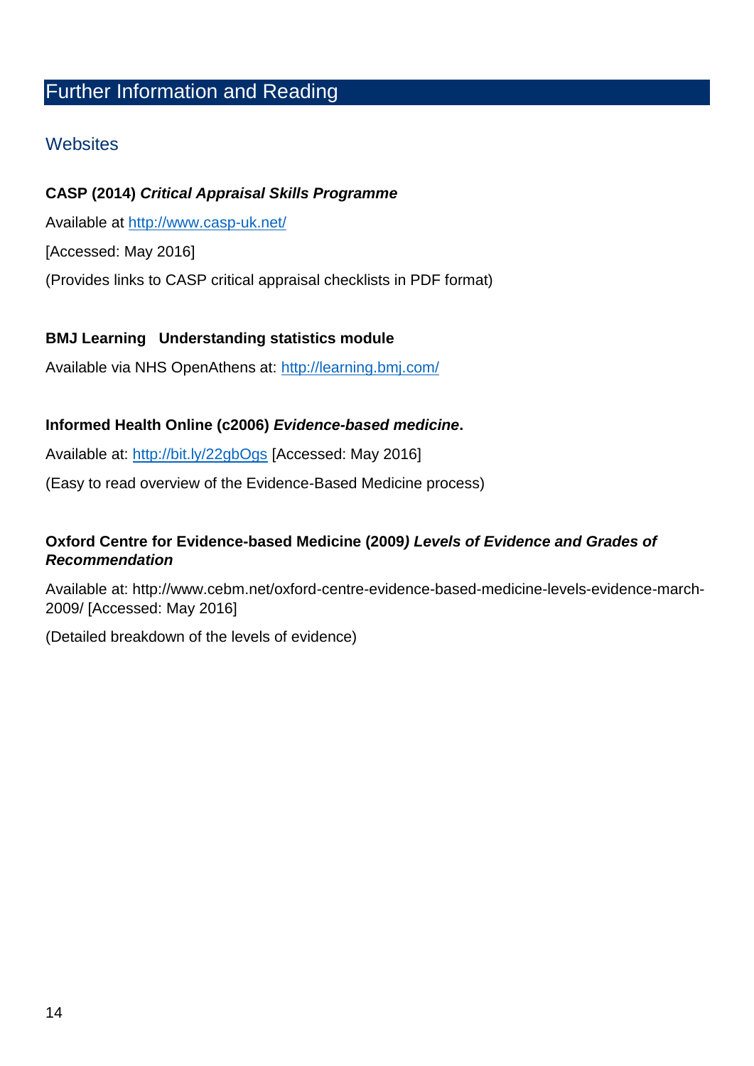# Further Information and Reading

## Websites

**CASP (2014)** ***Critical Appraisal Skills Programme***

Available at http://www.casp-uk.net/

[Accessed: May 2016]

(Provides links to CASP critical appraisal checklists in PDF format)

**BMJ Learning   Understanding statistics module**

Available via NHS OpenAthens at: http://learning.bmj.com/

**Informed Health Online (c2006)** ***Evidence-based medicine*****.**

Available at: http://bit.ly/22gbOgs [Accessed: May 2016]

(Easy to read overview of the Evidence-Based Medicine process)

**Oxford Centre for Evidence-based Medicine (2009*****) Levels of Evidence and Grades of Recommendation***

Available at: http://www.cebm.net/oxford-centre-evidence-based-medicine-levels-evidence-march-2009/ [Accessed: May 2016]

(Detailed breakdown of the levels of evidence)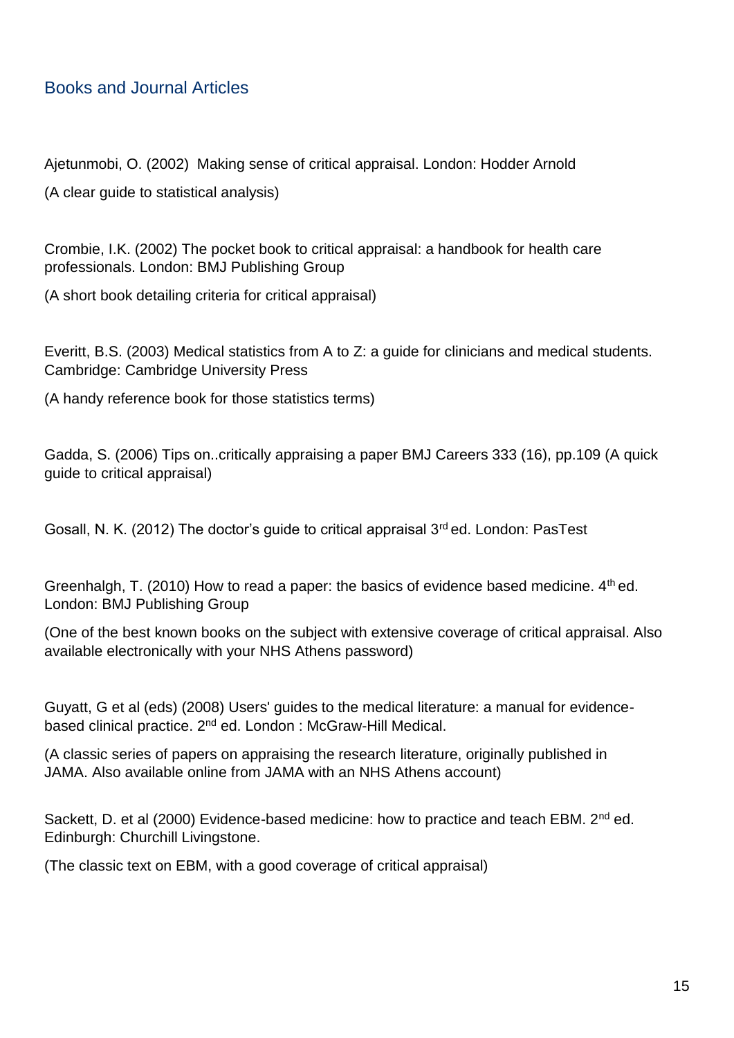## Books and Journal Articles

Ajetunmobi, O. (2002) Making sense of critical appraisal. London: Hodder Arnold

(A clear guide to statistical analysis)

Crombie, I.K. (2002) The pocket book to critical appraisal: a handbook for health care professionals. London: BMJ Publishing Group

(A short book detailing criteria for critical appraisal)

Everitt, B.S. (2003) Medical statistics from A to Z: a guide for clinicians and medical students. Cambridge: Cambridge University Press

(A handy reference book for those statistics terms)

Gadda, S. (2006) Tips on..critically appraising a paper BMJ Careers 333 (16), pp.109 (A quick guide to critical appraisal)

Gosall, N. K. (2012) The doctor's guide to critical appraisal 3rd ed. London: PasTest

Greenhalgh, T. (2010) How to read a paper: the basics of evidence based medicine. 4th ed. London: BMJ Publishing Group

(One of the best known books on the subject with extensive coverage of critical appraisal. Also available electronically with your NHS Athens password)

Guyatt, G et al (eds) (2008) Users' guides to the medical literature: a manual for evidence-based clinical practice. 2nd ed. London : McGraw-Hill Medical.

(A classic series of papers on appraising the research literature, originally published in JAMA. Also available online from JAMA with an NHS Athens account)

Sackett, D. et al (2000) Evidence-based medicine: how to practice and teach EBM. 2nd ed. Edinburgh: Churchill Livingstone.

(The classic text on EBM, with a good coverage of critical appraisal)